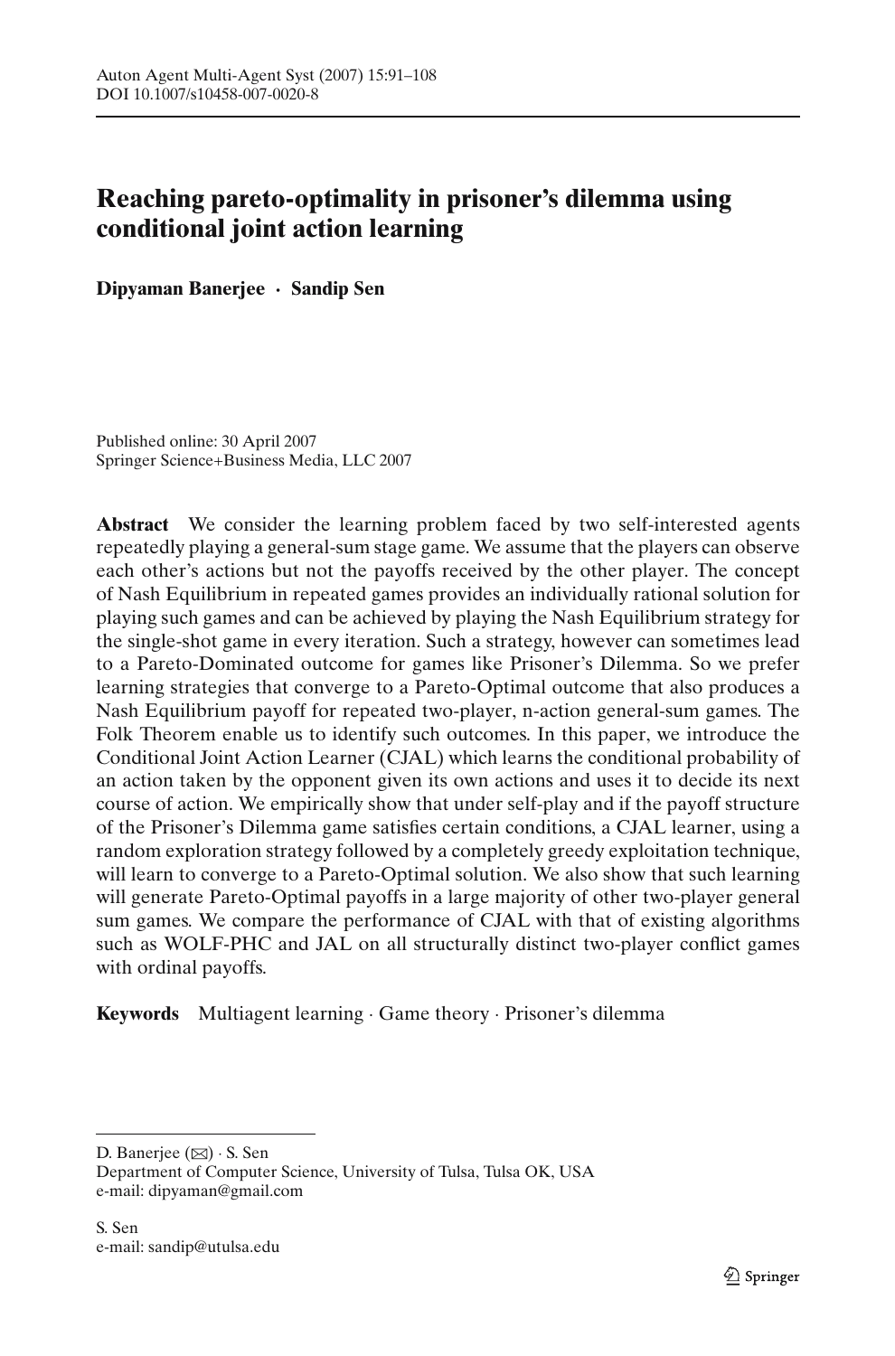# Reaching pareto-optimality in prisoner's dilemma using conditional joint action learning

**Dipyaman Banerjee · Sandip Sen**

Published online: 30 April 2007
Springer Science+Business Media, LLC 2007

**Abstract** We consider the learning problem faced by two self-interested agents repeatedly playing a general-sum stage game. We assume that the players can observe each other's actions but not the payoffs received by the other player. The concept of Nash Equilibrium in repeated games provides an individually rational solution for playing such games and can be achieved by playing the Nash Equilibrium strategy for the single-shot game in every iteration. Such a strategy, however can sometimes lead to a Pareto-Dominated outcome for games like Prisoner's Dilemma. So we prefer learning strategies that converge to a Pareto-Optimal outcome that also produces a Nash Equilibrium payoff for repeated two-player, n-action general-sum games. The Folk Theorem enable us to identify such outcomes. In this paper, we introduce the Conditional Joint Action Learner (CJAL) which learns the conditional probability of an action taken by the opponent given its own actions and uses it to decide its next course of action. We empirically show that under self-play and if the payoff structure of the Prisoner's Dilemma game satisfies certain conditions, a CJAL learner, using a random exploration strategy followed by a completely greedy exploitation technique, will learn to converge to a Pareto-Optimal solution. We also show that such learning will generate Pareto-Optimal payoffs in a large majority of other two-player general sum games. We compare the performance of CJAL with that of existing algorithms such as WOLF-PHC and JAL on all structurally distinct two-player conflict games with ordinal payoffs.

**Keywords** Multiagent learning · Game theory · Prisoner's dilemma

---

D. Banerjee (✉) · S. Sen
Department of Computer Science, University of Tulsa, Tulsa OK, USA
e-mail: dipyaman@gmail.com

S. Sen
e-mail: sandip@utulsa.edu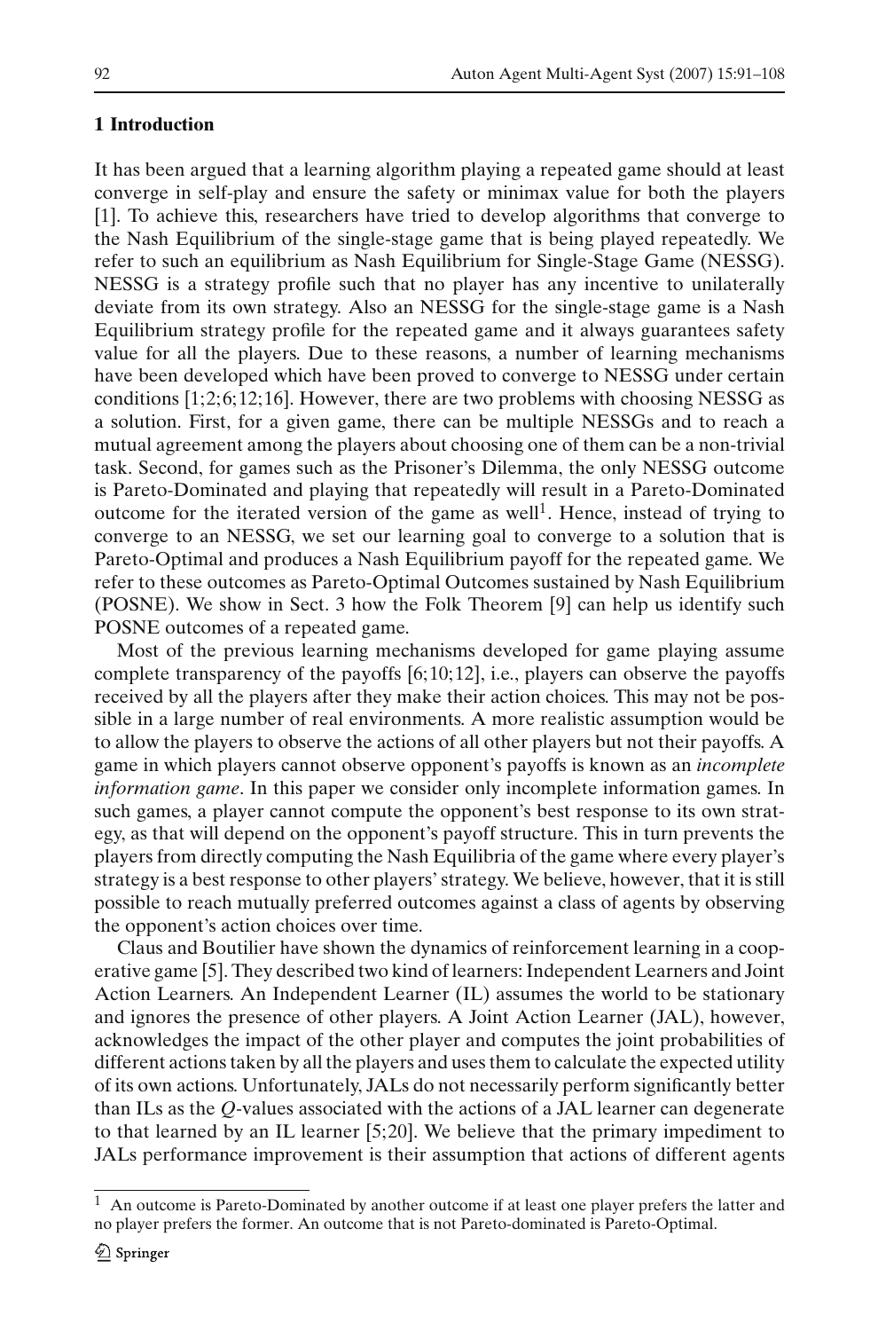## 1 Introduction

It has been argued that a learning algorithm playing a repeated game should at least converge in self-play and ensure the safety or minimax value for both the players [1]. To achieve this, researchers have tried to develop algorithms that converge to the Nash Equilibrium of the single-stage game that is being played repeatedly. We refer to such an equilibrium as Nash Equilibrium for Single-Stage Game (NESSG). NESSG is a strategy profile such that no player has any incentive to unilaterally deviate from its own strategy. Also an NESSG for the single-stage game is a Nash Equilibrium strategy profile for the repeated game and it always guarantees safety value for all the players. Due to these reasons, a number of learning mechanisms have been developed which have been proved to converge to NESSG under certain conditions [1;2;6;12;16]. However, there are two problems with choosing NESSG as a solution. First, for a given game, there can be multiple NESSGs and to reach a mutual agreement among the players about choosing one of them can be a non-trivial task. Second, for games such as the Prisoner's Dilemma, the only NESSG outcome is Pareto-Dominated and playing that repeatedly will result in a Pareto-Dominated outcome for the iterated version of the game as well[1]. Hence, instead of trying to converge to an NESSG, we set our learning goal to converge to a solution that is Pareto-Optimal and produces a Nash Equilibrium payoff for the repeated game. We refer to these outcomes as Pareto-Optimal Outcomes sustained by Nash Equilibrium (POSNE). We show in Sect. 3 how the Folk Theorem [9] can help us identify such POSNE outcomes of a repeated game.

Most of the previous learning mechanisms developed for game playing assume complete transparency of the payoffs [6;10;12], i.e., players can observe the payoffs received by all the players after they make their action choices. This may not be possible in a large number of real environments. A more realistic assumption would be to allow the players to observe the actions of all other players but not their payoffs. A game in which players cannot observe opponent's payoffs is known as an *incomplete information game*. In this paper we consider only incomplete information games. In such games, a player cannot compute the opponent's best response to its own strategy, as that will depend on the opponent's payoff structure. This in turn prevents the players from directly computing the Nash Equilibria of the game where every player's strategy is a best response to other players' strategy. We believe, however, that it is still possible to reach mutually preferred outcomes against a class of agents by observing the opponent's action choices over time.

Claus and Boutilier have shown the dynamics of reinforcement learning in a cooperative game [5]. They described two kind of learners: Independent Learners and Joint Action Learners. An Independent Learner (IL) assumes the world to be stationary and ignores the presence of other players. A Joint Action Learner (JAL), however, acknowledges the impact of the other player and computes the joint probabilities of different actions taken by all the players and uses them to calculate the expected utility of its own actions. Unfortunately, JALs do not necessarily perform significantly better than ILs as the *Q*-values associated with the actions of a JAL learner can degenerate to that learned by an IL learner [5;20]. We believe that the primary impediment to JALs performance improvement is their assumption that actions of different agents

[1] An outcome is Pareto-Dominated by another outcome if at least one player prefers the latter and no player prefers the former. An outcome that is not Pareto-dominated is Pareto-Optimal.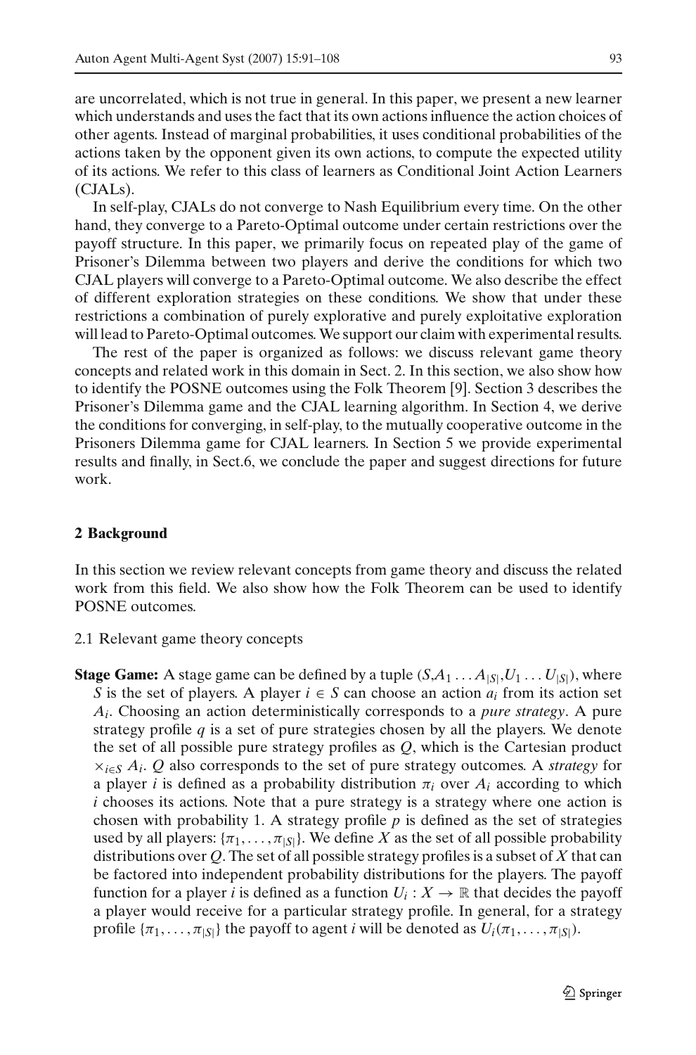are uncorrelated, which is not true in general. In this paper, we present a new learner which understands and uses the fact that its own actions influence the action choices of other agents. Instead of marginal probabilities, it uses conditional probabilities of the actions taken by the opponent given its own actions, to compute the expected utility of its actions. We refer to this class of learners as Conditional Joint Action Learners (CJALs).

In self-play, CJALs do not converge to Nash Equilibrium every time. On the other hand, they converge to a Pareto-Optimal outcome under certain restrictions over the payoff structure. In this paper, we primarily focus on repeated play of the game of Prisoner's Dilemma between two players and derive the conditions for which two CJAL players will converge to a Pareto-Optimal outcome. We also describe the effect of different exploration strategies on these conditions. We show that under these restrictions a combination of purely explorative and purely exploitative exploration will lead to Pareto-Optimal outcomes. We support our claim with experimental results.

The rest of the paper is organized as follows: we discuss relevant game theory concepts and related work in this domain in Sect. 2. In this section, we also show how to identify the POSNE outcomes using the Folk Theorem [9]. Section 3 describes the Prisoner's Dilemma game and the CJAL learning algorithm. In Section 4, we derive the conditions for converging, in self-play, to the mutually cooperative outcome in the Prisoners Dilemma game for CJAL learners. In Section 5 we provide experimental results and finally, in Sect.6, we conclude the paper and suggest directions for future work.

## 2 Background

In this section we review relevant concepts from game theory and discuss the related work from this field. We also show how the Folk Theorem can be used to identify POSNE outcomes.

### 2.1 Relevant game theory concepts

**Stage Game:** A stage game can be defined by a tuple $(S, A_1 \ldots A_{|S|}, U_1 \ldots U_{|S|})$, where $S$ is the set of players. A player $i \in S$ can choose an action $a_i$ from its action set $A_i$. Choosing an action deterministically corresponds to a *pure strategy*. A pure strategy profile $q$ is a set of pure strategies chosen by all the players. We denote the set of all possible pure strategy profiles as $Q$, which is the Cartesian product $\times_{i \in S} A_i$. $Q$ also corresponds to the set of pure strategy outcomes. A *strategy* for a player $i$ is defined as a probability distribution $\pi_i$ over $A_i$ according to which $i$ chooses its actions. Note that a pure strategy is a strategy where one action is chosen with probability 1. A strategy profile $p$ is defined as the set of strategies used by all players: $\{\pi_1, \ldots, \pi_{|S|}\}$. We define $X$ as the set of all possible probability distributions over $Q$. The set of all possible strategy profiles is a subset of $X$ that can be factored into independent probability distributions for the players. The payoff function for a player $i$ is defined as a function $U_i : X \rightarrow \mathbb{R}$ that decides the payoff a player would receive for a particular strategy profile. In general, for a strategy profile $\{\pi_1, \ldots, \pi_{|S|}\}$ the payoff to agent $i$ will be denoted as $U_i(\pi_1, \ldots, \pi_{|S|})$.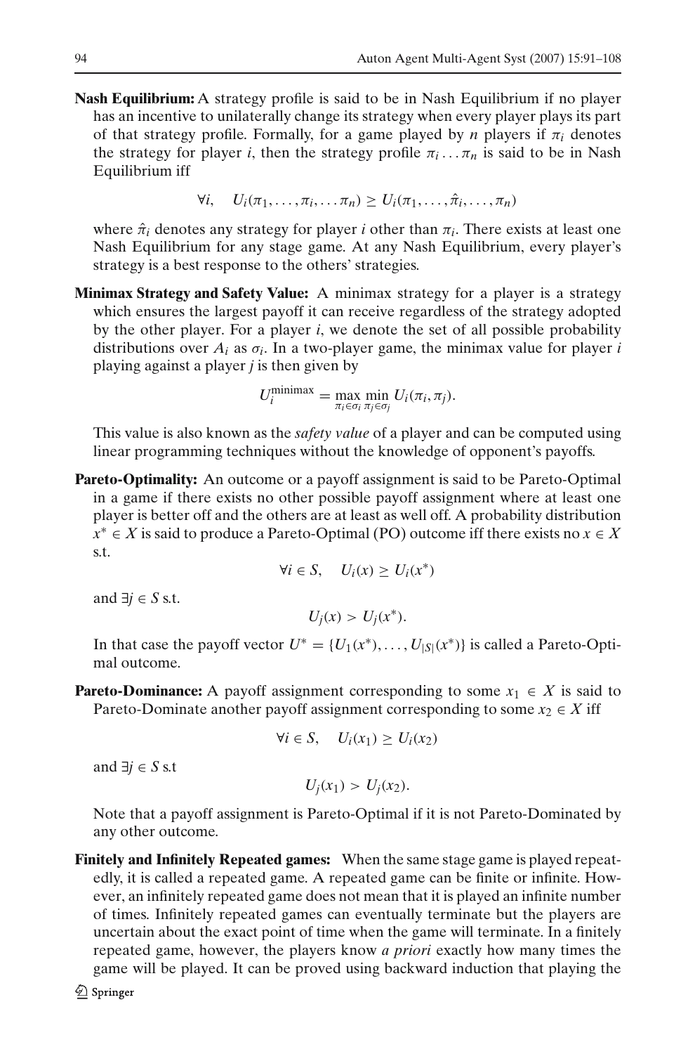**Nash Equilibrium:** A strategy profile is said to be in Nash Equilibrium if no player has an incentive to unilaterally change its strategy when every player plays its part of that strategy profile. Formally, for a game played by $n$ players if $\pi_i$ denotes the strategy for player $i$, then the strategy profile $\pi_i \ldots \pi_n$ is said to be in Nash Equilibrium iff

$$\forall i, \quad U_i(\pi_1, \ldots, \pi_i, \ldots \pi_n) \geq U_i(\pi_1, \ldots, \hat{\pi}_i, \ldots, \pi_n)$$

where $\hat{\pi}_i$ denotes any strategy for player $i$ other than $\pi_i$. There exists at least one Nash Equilibrium for any stage game. At any Nash Equilibrium, every player's strategy is a best response to the others' strategies.

**Minimax Strategy and Safety Value:** A minimax strategy for a player is a strategy which ensures the largest payoff it can receive regardless of the strategy adopted by the other player. For a player $i$, we denote the set of all possible probability distributions over $A_i$ as $\sigma_i$. In a two-player game, the minimax value for player $i$ playing against a player $j$ is then given by

$$U_i^{\text{minimax}} = \max_{\pi_i \in \sigma_i} \min_{\pi_j \in \sigma_j} U_i(\pi_i, \pi_j).$$

This value is also known as the *safety value* of a player and can be computed using linear programming techniques without the knowledge of opponent's payoffs.

**Pareto-Optimality:** An outcome or a payoff assignment is said to be Pareto-Optimal in a game if there exists no other possible payoff assignment where at least one player is better off and the others are at least as well off. A probability distribution $x^* \in X$ is said to produce a Pareto-Optimal (PO) outcome iff there exists no $x \in X$ s.t.

$$\forall i \in S, \quad U_i(x) \geq U_i(x^*)$$

and $\exists j \in S$ s.t.

$$U_j(x) > U_j(x^*).$$

In that case the payoff vector $U^* = \{U_1(x^*), \ldots, U_{|S|}(x^*)\}$ is called a Pareto-Optimal outcome.

**Pareto-Dominance:** A payoff assignment corresponding to some $x_1 \in X$ is said to Pareto-Dominate another payoff assignment corresponding to some $x_2 \in X$ iff

$$\forall i \in S, \quad U_i(x_1) \geq U_i(x_2)$$

and $\exists j \in S$ s.t

$$U_j(x_1) > U_j(x_2).$$

Note that a payoff assignment is Pareto-Optimal if it is not Pareto-Dominated by any other outcome.

**Finitely and Infinitely Repeated games:** When the same stage game is played repeatedly, it is called a repeated game. A repeated game can be finite or infinite. However, an infinitely repeated game does not mean that it is played an infinite number of times. Infinitely repeated games can eventually terminate but the players are uncertain about the exact point of time when the game will terminate. In a finitely repeated game, however, the players know *a priori* exactly how many times the game will be played. It can be proved using backward induction that playing the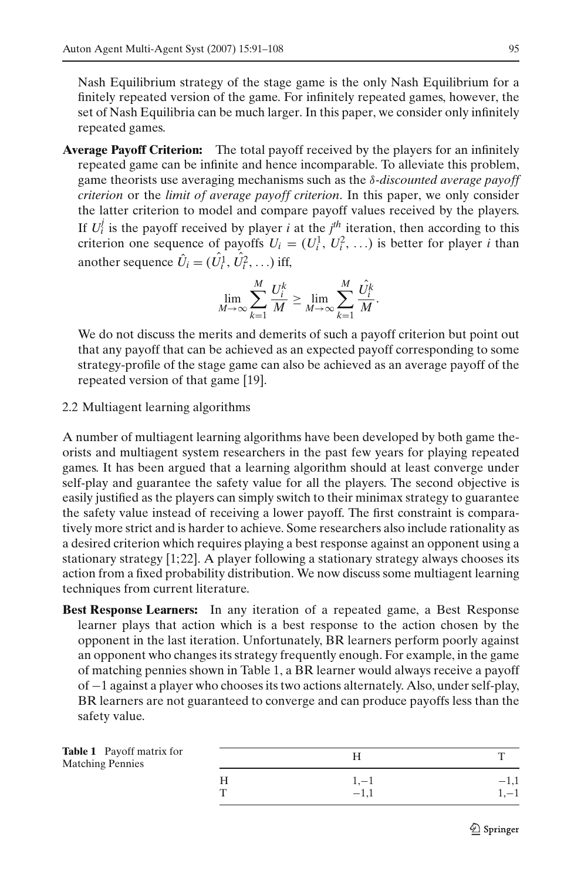Nash Equilibrium strategy of the stage game is the only Nash Equilibrium for a finitely repeated version of the game. For infinitely repeated games, however, the set of Nash Equilibria can be much larger. In this paper, we consider only infinitely repeated games.

**Average Payoff Criterion:** The total payoff received by the players for an infinitely repeated game can be infinite and hence incomparable. To alleviate this problem, game theorists use averaging mechanisms such as the *δ-discounted average payoff criterion* or the *limit of average payoff criterion*. In this paper, we only consider the latter criterion to model and compare payoff values received by the players. If $U_i^j$ is the payoff received by player *i* at the $j^{th}$ iteration, then according to this criterion one sequence of payoffs $U_i = (U_i^1, U_i^2, \ldots)$ is better for player *i* than another sequence $\hat{U}_i = (\hat{U}_i^1, \hat{U}_i^2, \ldots)$ iff,

$$\lim_{M\to\infty} \sum_{k=1}^{M} \frac{U_i^k}{M} \geq \lim_{M\to\infty} \sum_{k=1}^{M} \frac{\hat{U}_i^k}{M}.$$

We do not discuss the merits and demerits of such a payoff criterion but point out that any payoff that can be achieved as an expected payoff corresponding to some strategy-profile of the stage game can also be achieved as an average payoff of the repeated version of that game [19].

### 2.2 Multiagent learning algorithms

A number of multiagent learning algorithms have been developed by both game theorists and multiagent system researchers in the past few years for playing repeated games. It has been argued that a learning algorithm should at least converge under self-play and guarantee the safety value for all the players. The second objective is easily justified as the players can simply switch to their minimax strategy to guarantee the safety value instead of receiving a lower payoff. The first constraint is comparatively more strict and is harder to achieve. Some researchers also include rationality as a desired criterion which requires playing a best response against an opponent using a stationary strategy [1;22]. A player following a stationary strategy always chooses its action from a fixed probability distribution. We now discuss some multiagent learning techniques from current literature.

**Best Response Learners:** In any iteration of a repeated game, a Best Response learner plays that action which is a best response to the action chosen by the opponent in the last iteration. Unfortunately, BR learners perform poorly against an opponent who changes its strategy frequently enough. For example, in the game of matching pennies shown in Table 1, a BR learner would always receive a payoff of −1 against a player who chooses its two actions alternately. Also, under self-play, BR learners are not guaranteed to converge and can produce payoffs less than the safety value.

**Table 1** Payoff matrix for Matching Pennies

| | H | T |
|---|---|---|
| H | 1,−1 | −1,1 |
| T | −1,1 | 1,−1 |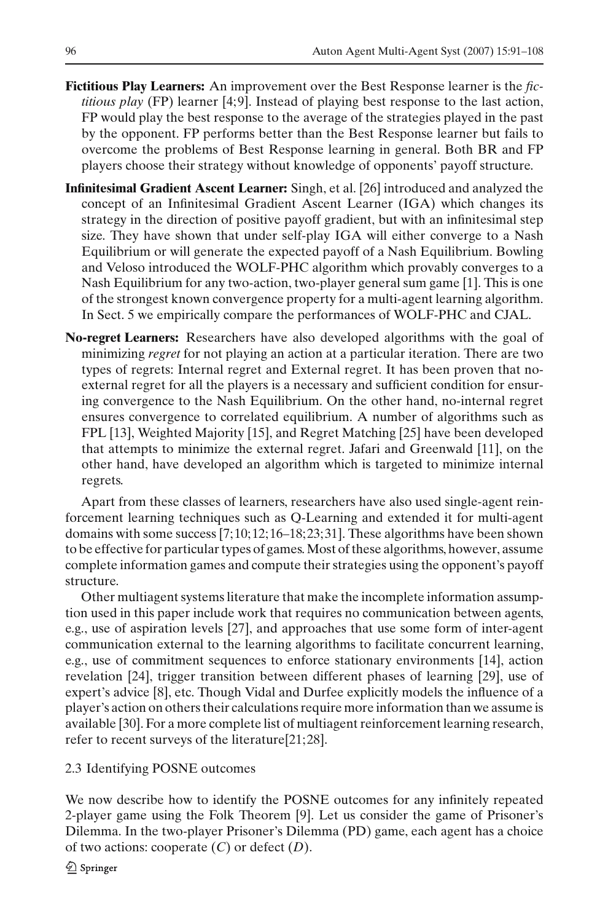- **Fictitious Play Learners:** An improvement over the Best Response learner is the *fictitious play* (FP) learner [4;9]. Instead of playing best response to the last action, FP would play the best response to the average of the strategies played in the past by the opponent. FP performs better than the Best Response learner but fails to overcome the problems of Best Response learning in general. Both BR and FP players choose their strategy without knowledge of opponents' payoff structure.
- **Infinitesimal Gradient Ascent Learner:** Singh, et al. [26] introduced and analyzed the concept of an Infinitesimal Gradient Ascent Learner (IGA) which changes its strategy in the direction of positive payoff gradient, but with an infinitesimal step size. They have shown that under self-play IGA will either converge to a Nash Equilibrium or will generate the expected payoff of a Nash Equilibrium. Bowling and Veloso introduced the WOLF-PHC algorithm which provably converges to a Nash Equilibrium for any two-action, two-player general sum game [1]. This is one of the strongest known convergence property for a multi-agent learning algorithm. In Sect. 5 we empirically compare the performances of WOLF-PHC and CJAL.
- **No-regret Learners:** Researchers have also developed algorithms with the goal of minimizing *regret* for not playing an action at a particular iteration. There are two types of regrets: Internal regret and External regret. It has been proven that no-external regret for all the players is a necessary and sufficient condition for ensuring convergence to the Nash Equilibrium. On the other hand, no-internal regret ensures convergence to correlated equilibrium. A number of algorithms such as FPL [13], Weighted Majority [15], and Regret Matching [25] have been developed that attempts to minimize the external regret. Jafari and Greenwald [11], on the other hand, have developed an algorithm which is targeted to minimize internal regrets.

Apart from these classes of learners, researchers have also used single-agent reinforcement learning techniques such as Q-Learning and extended it for multi-agent domains with some success [7;10;12;16–18;23;31]. These algorithms have been shown to be effective for particular types of games. Most of these algorithms, however, assume complete information games and compute their strategies using the opponent's payoff structure.

Other multiagent systems literature that make the incomplete information assumption used in this paper include work that requires no communication between agents, e.g., use of aspiration levels [27], and approaches that use some form of inter-agent communication external to the learning algorithms to facilitate concurrent learning, e.g., use of commitment sequences to enforce stationary environments [14], action revelation [24], trigger transition between different phases of learning [29], use of expert's advice [8], etc. Though Vidal and Durfee explicitly models the influence of a player's action on others their calculations require more information than we assume is available [30]. For a more complete list of multiagent reinforcement learning research, refer to recent surveys of the literature[21;28].

### 2.3 Identifying POSNE outcomes

We now describe how to identify the POSNE outcomes for any infinitely repeated 2-player game using the Folk Theorem [9]. Let us consider the game of Prisoner's Dilemma. In the two-player Prisoner's Dilemma (PD) game, each agent has a choice of two actions: cooperate ($C$) or defect ($D$).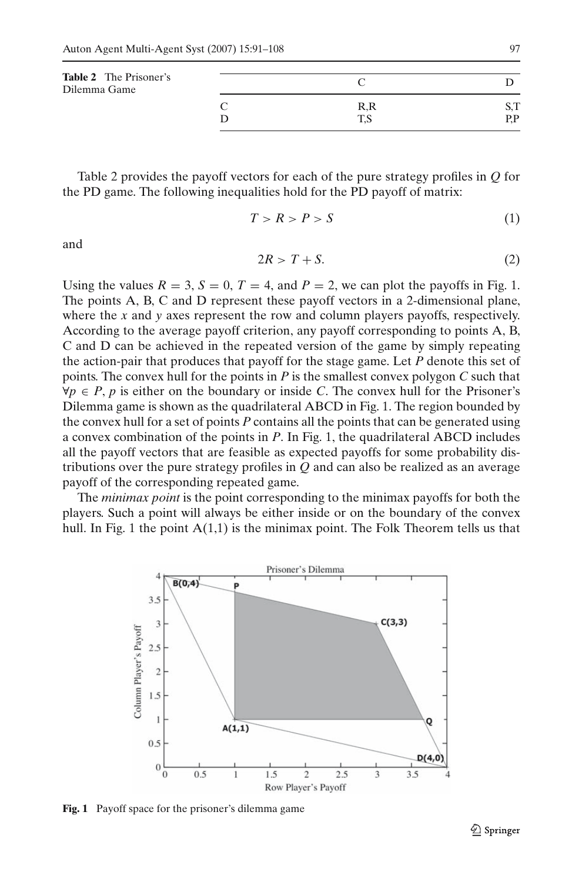**Table 2** The Prisoner's Dilemma Game

| | C | D |
|---|---|---|
| C | R,R | S,T |
| D | T,S | P,P |

Table 2 provides the payoff vectors for each of the pure strategy profiles in $Q$ for the PD game. The following inequalities hold for the PD payoff of matrix:

$$T > R > P > S \tag{1}$$

and

$$2R > T + S. \tag{2}$$

Using the values $R = 3$, $S = 0$, $T = 4$, and $P = 2$, we can plot the payoffs in Fig. 1. The points A, B, C and D represent these payoff vectors in a 2-dimensional plane, where the $x$ and $y$ axes represent the row and column players payoffs, respectively. According to the average payoff criterion, any payoff corresponding to points A, B, C and D can be achieved in the repeated version of the game by simply repeating the action-pair that produces that payoff for the stage game. Let $P$ denote this set of points. The convex hull for the points in $P$ is the smallest convex polygon $C$ such that $\forall p \in P$, $p$ is either on the boundary or inside $C$. The convex hull for the Prisoner's Dilemma game is shown as the quadrilateral ABCD in Fig. 1. The region bounded by the convex hull for a set of points $P$ contains all the points that can be generated using a convex combination of the points in $P$. In Fig. 1, the quadrilateral ABCD includes all the payoff vectors that are feasible as expected payoffs for some probability distributions over the pure strategy profiles in $Q$ and can also be realized as an average payoff of the corresponding repeated game.

The *minimax point* is the point corresponding to the minimax payoffs for both the players. Such a point will always be either inside or on the boundary of the convex hull. In Fig. 1 the point A(1,1) is the minimax point. The Folk Theorem tells us that

**Fig. 1** Payoff space for the prisoner's dilemma game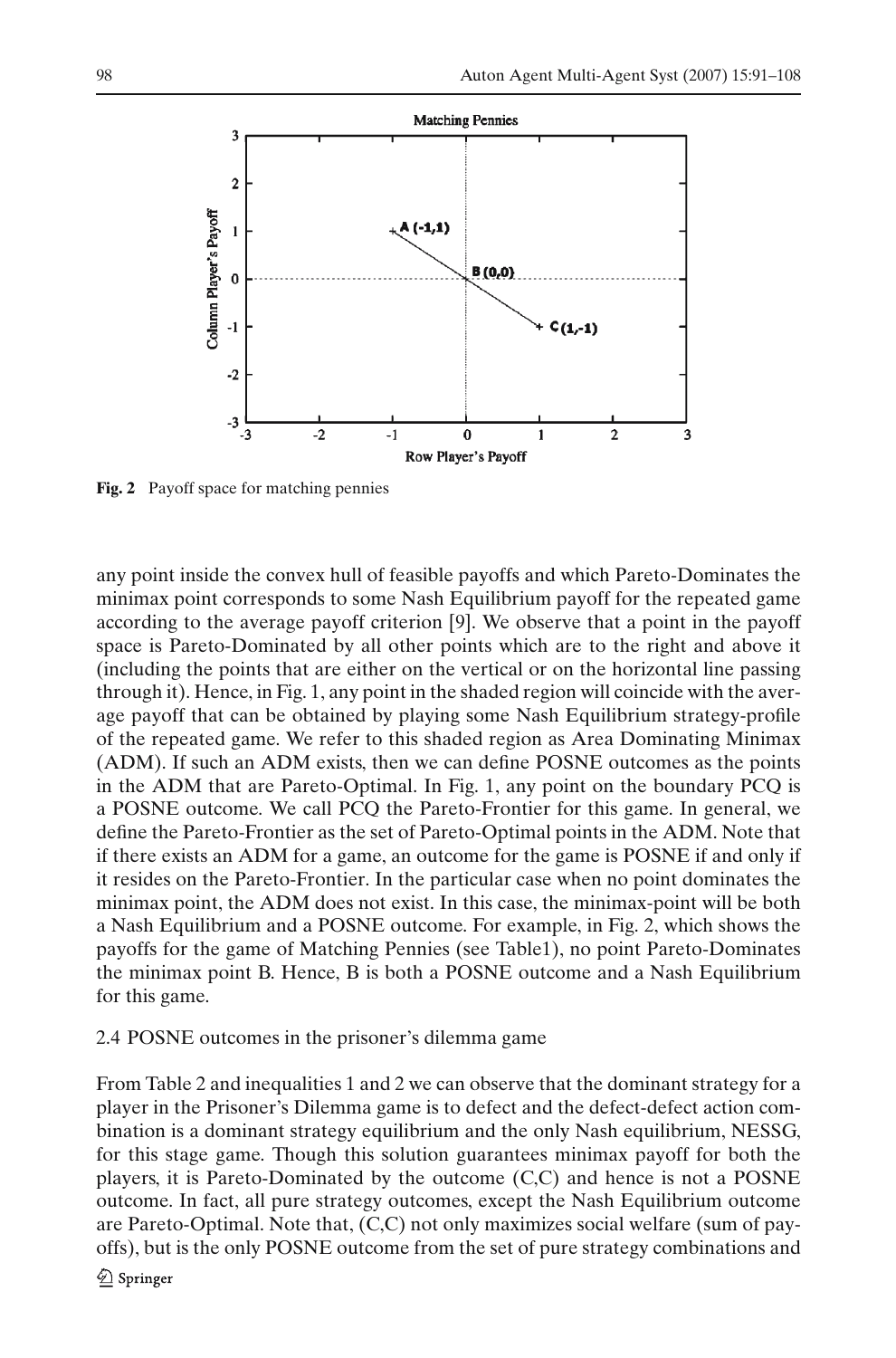**Fig. 2** Payoff space for matching pennies

any point inside the convex hull of feasible payoffs and which Pareto-Dominates the minimax point corresponds to some Nash Equilibrium payoff for the repeated game according to the average payoff criterion [9]. We observe that a point in the payoff space is Pareto-Dominated by all other points which are to the right and above it (including the points that are either on the vertical or on the horizontal line passing through it). Hence, in Fig. 1, any point in the shaded region will coincide with the average payoff that can be obtained by playing some Nash Equilibrium strategy-profile of the repeated game. We refer to this shaded region as Area Dominating Minimax (ADM). If such an ADM exists, then we can define POSNE outcomes as the points in the ADM that are Pareto-Optimal. In Fig. 1, any point on the boundary PCQ is a POSNE outcome. We call PCQ the Pareto-Frontier for this game. In general, we define the Pareto-Frontier as the set of Pareto-Optimal points in the ADM. Note that if there exists an ADM for a game, an outcome for the game is POSNE if and only if it resides on the Pareto-Frontier. In the particular case when no point dominates the minimax point, the ADM does not exist. In this case, the minimax-point will be both a Nash Equilibrium and a POSNE outcome. For example, in Fig. 2, which shows the payoffs for the game of Matching Pennies (see Table1), no point Pareto-Dominates the minimax point B. Hence, B is both a POSNE outcome and a Nash Equilibrium for this game.

### 2.4 POSNE outcomes in the prisoner's dilemma game

From Table 2 and inequalities 1 and 2 we can observe that the dominant strategy for a player in the Prisoner's Dilemma game is to defect and the defect-defect action combination is a dominant strategy equilibrium and the only Nash equilibrium, NESSG, for this stage game. Though this solution guarantees minimax payoff for both the players, it is Pareto-Dominated by the outcome (C,C) and hence is not a POSNE outcome. In fact, all pure strategy outcomes, except the Nash Equilibrium outcome are Pareto-Optimal. Note that, (C,C) not only maximizes social welfare (sum of payoffs), but is the only POSNE outcome from the set of pure strategy combinations and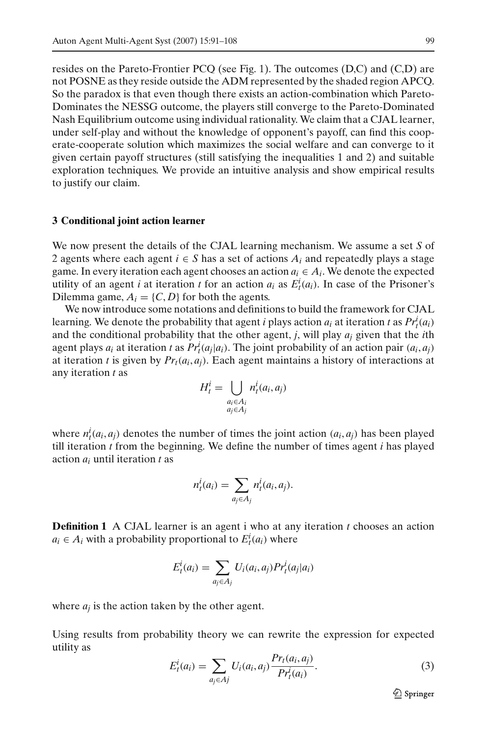resides on the Pareto-Frontier PCQ (see Fig. 1). The outcomes (D,C) and (C,D) are not POSNE as they reside outside the ADM represented by the shaded region APCQ. So the paradox is that even though there exists an action-combination which Pareto-Dominates the NESSG outcome, the players still converge to the Pareto-Dominated Nash Equilibrium outcome using individual rationality. We claim that a CJAL learner, under self-play and without the knowledge of opponent's payoff, can find this cooperate-cooperate solution which maximizes the social welfare and can converge to it given certain payoff structures (still satisfying the inequalities 1 and 2) and suitable exploration techniques. We provide an intuitive analysis and show empirical results to justify our claim.

## 3 Conditional joint action learner

We now present the details of the CJAL learning mechanism. We assume a set $S$ of 2 agents where each agent $i \in S$ has a set of actions $A_i$ and repeatedly plays a stage game. In every iteration each agent chooses an action $a_i \in A_i$. We denote the expected utility of an agent $i$ at iteration $t$ for an action $a_i$ as $E_t^i(a_i)$. In case of the Prisoner's Dilemma game, $A_i = \{C, D\}$ for both the agents.

We now introduce some notations and definitions to build the framework for CJAL learning. We denote the probability that agent $i$ plays action $a_i$ at iteration $t$ as $Pr_t^i(a_i)$ and the conditional probability that the other agent, $j$, will play $a_j$ given that the $i$th agent plays $a_i$ at iteration $t$ as $Pr_t^i(a_j|a_i)$. The joint probability of an action pair $(a_i, a_j)$ at iteration $t$ is given by $Pr_t(a_i, a_j)$. Each agent maintains a history of interactions at any iteration $t$ as

$$H_t^i = \bigcup_{\substack{a_i \in A_i \\ a_j \in A_j}} n_t^i(a_i, a_j)$$

where $n_t^i(a_i, a_j)$ denotes the number of times the joint action $(a_i, a_j)$ has been played till iteration $t$ from the beginning. We define the number of times agent $i$ has played action $a_i$ until iteration $t$ as

$$n_t^i(a_i) = \sum_{a_j \in A_j} n_t^i(a_i, a_j).$$

**Definition 1** A CJAL learner is an agent i who at any iteration $t$ chooses an action $a_i \in A_i$ with a probability proportional to $E_t^i(a_i)$ where

$$E_t^i(a_i) = \sum_{a_j \in A_j} U_i(a_i, a_j) Pr_t^i(a_j|a_i)$$

where $a_j$ is the action taken by the other agent.

Using results from probability theory we can rewrite the expression for expected utility as

$$E_t^i(a_i) = \sum_{a_j \in Aj} U_i(a_i, a_j) \frac{Pr_t(a_i, a_j)}{Pr_t^i(a_i)}. \tag{3}$$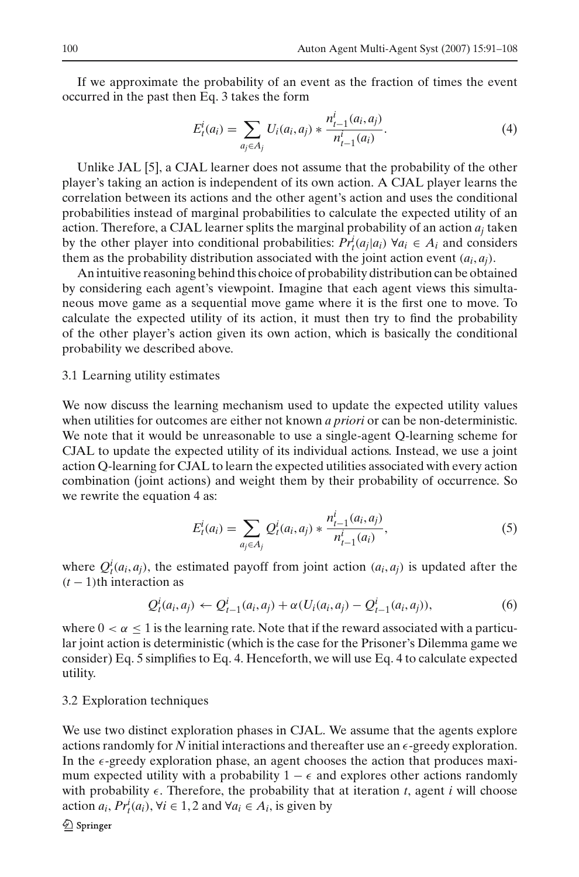If we approximate the probability of an event as the fraction of times the event occurred in the past then Eq. 3 takes the form

$$E^i_t(a_i) = \sum_{a_j \in A_j} U_i(a_i, a_j) * \frac{n^i_{t-1}(a_i, a_j)}{n^i_{t-1}(a_i)}. \tag{4}$$

Unlike JAL [5], a CJAL learner does not assume that the probability of the other player's taking an action is independent of its own action. A CJAL player learns the correlation between its actions and the other agent's action and uses the conditional probabilities instead of marginal probabilities to calculate the expected utility of an action. Therefore, a CJAL learner splits the marginal probability of an action $a_j$ taken by the other player into conditional probabilities: $Pr^i_t(a_j|a_i)\ \forall a_i \in A_i$ and considers them as the probability distribution associated with the joint action event $(a_i, a_j)$.

An intuitive reasoning behind this choice of probability distribution can be obtained by considering each agent's viewpoint. Imagine that each agent views this simultaneous move game as a sequential move game where it is the first one to move. To calculate the expected utility of its action, it must then try to find the probability of the other player's action given its own action, which is basically the conditional probability we described above.

### 3.1 Learning utility estimates

We now discuss the learning mechanism used to update the expected utility values when utilities for outcomes are either not known *a priori* or can be non-deterministic. We note that it would be unreasonable to use a single-agent Q-learning scheme for CJAL to update the expected utility of its individual actions. Instead, we use a joint action Q-learning for CJAL to learn the expected utilities associated with every action combination (joint actions) and weight them by their probability of occurrence. So we rewrite the equation 4 as:

$$E^i_t(a_i) = \sum_{a_j \in A_j} Q^i_t(a_i, a_j) * \frac{n^i_{t-1}(a_i, a_j)}{n^i_{t-1}(a_i)}, \tag{5}$$

where $Q^i_t(a_i, a_j)$, the estimated payoff from joint action $(a_i, a_j)$ is updated after the $(t-1)$th interaction as

$$Q^i_t(a_i, a_j) \leftarrow Q^i_{t-1}(a_i, a_j) + \alpha(U_i(a_i, a_j) - Q^i_{t-1}(a_i, a_j)), \tag{6}$$

where $0 < \alpha \leq 1$ is the learning rate. Note that if the reward associated with a particular joint action is deterministic (which is the case for the Prisoner's Dilemma game we consider) Eq. 5 simplifies to Eq. 4. Henceforth, we will use Eq. 4 to calculate expected utility.

### 3.2 Exploration techniques

We use two distinct exploration phases in CJAL. We assume that the agents explore actions randomly for $N$ initial interactions and thereafter use an $\epsilon$-greedy exploration. In the $\epsilon$-greedy exploration phase, an agent chooses the action that produces maximum expected utility with a probability $1 - \epsilon$ and explores other actions randomly with probability $\epsilon$. Therefore, the probability that at iteration $t$, agent $i$ will choose action $a_i$, $Pr^i_t(a_i), \forall i \in 1, 2$ and $\forall a_i \in A_i$, is given by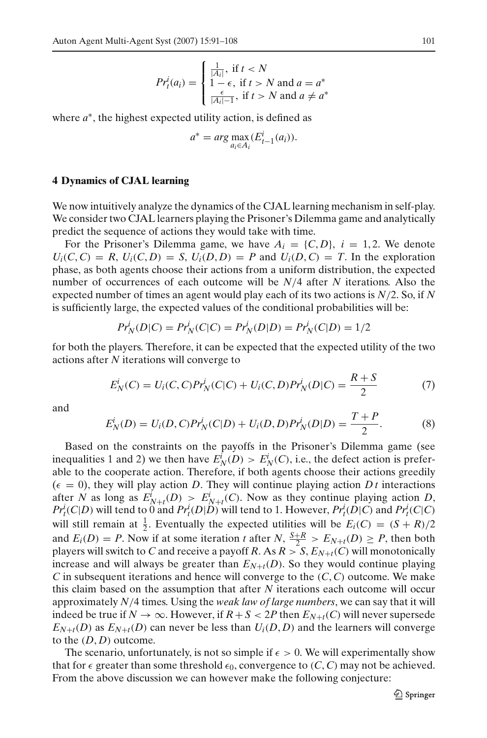$$Pr^i_t(a_i) = \begin{cases} \frac{1}{|A_i|}, \text{ if } t < N \\ 1 - \epsilon, \text{ if } t > N \text{ and } a = a^* \\ \frac{\epsilon}{|A_i|-1}, \text{ if } t > N \text{ and } a \neq a^* \end{cases}$$

where $a^*$, the highest expected utility action, is defined as

$$a^* = arg \max_{a_i \in A_i} (E^i_{t-1}(a_i)).$$

## 4 Dynamics of CJAL learning

We now intuitively analyze the dynamics of the CJAL learning mechanism in self-play. We consider two CJAL learners playing the Prisoner's Dilemma game and analytically predict the sequence of actions they would take with time.

For the Prisoner's Dilemma game, we have $A_i = \{C, D\}$, $i = 1, 2$. We denote $U_i(C, C) = R$, $U_i(C, D) = S$, $U_i(D, D) = P$ and $U_i(D, C) = T$. In the exploration phase, as both agents choose their actions from a uniform distribution, the expected number of occurrences of each outcome will be $N/4$ after $N$ iterations. Also the expected number of times an agent would play each of its two actions is $N/2$. So, if $N$ is sufficiently large, the expected values of the conditional probabilities will be:

$$Pr^i_N(D|C) = Pr^i_N(C|C) = Pr^i_N(D|D) = Pr^i_N(C|D) = 1/2$$

for both the players. Therefore, it can be expected that the expected utility of the two actions after $N$ iterations will converge to

$$E^i_N(C) = U_i(C, C)Pr^i_N(C|C) + U_i(C, D)Pr^i_N(D|C) = \frac{R + S}{2} \tag{7}$$

and

$$E^i_N(D) = U_i(D, C)Pr^i_N(C|D) + U_i(D, D)Pr^i_N(D|D) = \frac{T + P}{2}. \tag{8}$$

Based on the constraints on the payoffs in the Prisoner's Dilemma game (see inequalities 1 and 2) we then have $E^i_N(D) > E^i_N(C)$, i.e., the defect action is preferable to the cooperate action. Therefore, if both agents choose their actions greedily ($\epsilon = 0$), they will play action $D$. They will continue playing action $D\,t$ interactions after $N$ as long as $E^i_{N+t}(D) > E^i_{N+t}(C)$. Now as they continue playing action $D$, $Pr^i_t(C|D)$ will tend to 0 and $Pr^i_t(D|D)$ will tend to 1. However, $Pr^i_t(D|C)$ and $Pr^i_t(C|C)$ will still remain at $\frac{1}{2}$. Eventually the expected utilities will be $E_i(C) = (S + R)/2$ and $E_i(D) = P$. Now if at some iteration $t$ after $N$, $\frac{S+R}{2} > E_{N+t}(D) \geq P$, then both players will switch to $C$ and receive a payoff $R$. As $R > S$, $E_{N+t}(C)$ will monotonically increase and will always be greater than $E_{N+t}(D)$. So they would continue playing $C$ in subsequent iterations and hence will converge to the $(C, C)$ outcome. We make this claim based on the assumption that after $N$ iterations each outcome will occur approximately $N/4$ times. Using the *weak law of large numbers*, we can say that it will indeed be true if $N \to \infty$. However, if $R + S < 2P$ then $E_{N+t}(C)$ will never supersede $E_{N+t}(D)$ as $E_{N+t}(D)$ can never be less than $U_i(D, D)$ and the learners will converge to the $(D, D)$ outcome.

The scenario, unfortunately, is not so simple if $\epsilon > 0$. We will experimentally show that for $\epsilon$ greater than some threshold $\epsilon_0$, convergence to $(C, C)$ may not be achieved. From the above discussion we can however make the following conjecture: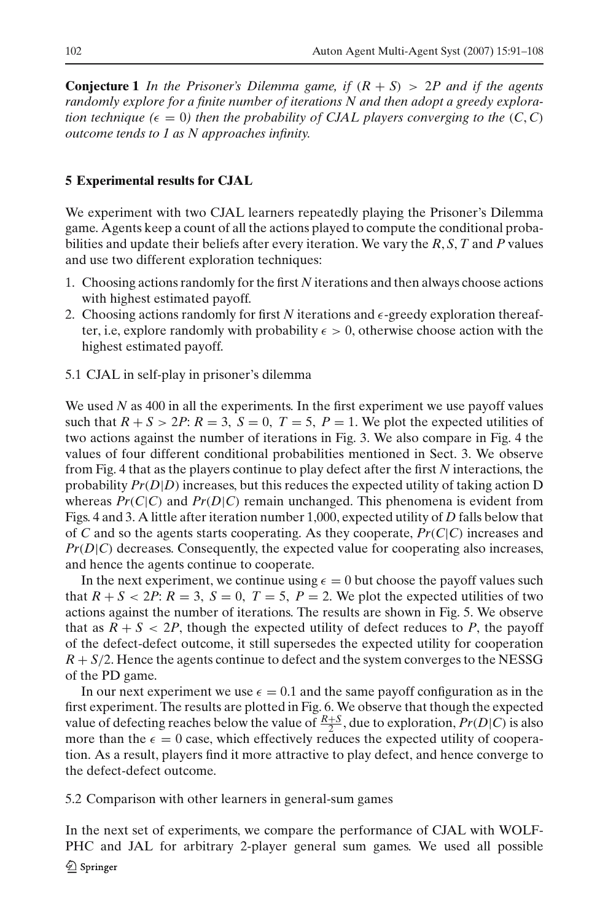**Conjecture 1** *In the Prisoner's Dilemma game, if $(R + S) > 2P$ and if the agents randomly explore for a finite number of iterations N and then adopt a greedy exploration technique ($\epsilon = 0$) then the probability of CJAL players converging to the $(C, C)$ outcome tends to 1 as N approaches infinity.*

## 5 Experimental results for CJAL

We experiment with two CJAL learners repeatedly playing the Prisoner's Dilemma game. Agents keep a count of all the actions played to compute the conditional probabilities and update their beliefs after every iteration. We vary the $R, S, T$ and $P$ values and use two different exploration techniques:

1. Choosing actions randomly for the first $N$ iterations and then always choose actions with highest estimated payoff.
2. Choosing actions randomly for first $N$ iterations and $\epsilon$-greedy exploration thereafter, i.e, explore randomly with probability $\epsilon > 0$, otherwise choose action with the highest estimated payoff.

### 5.1 CJAL in self-play in prisoner's dilemma

We used $N$ as 400 in all the experiments. In the first experiment we use payoff values such that $R + S > 2P$: $R = 3,\ S = 0,\ T = 5,\ P = 1$. We plot the expected utilities of two actions against the number of iterations in Fig. 3. We also compare in Fig. 4 the values of four different conditional probabilities mentioned in Sect. 3. We observe from Fig. 4 that as the players continue to play defect after the first $N$ interactions, the probability $Pr(D|D)$ increases, but this reduces the expected utility of taking action D whereas $Pr(C|C)$ and $Pr(D|C)$ remain unchanged. This phenomena is evident from Figs. 4 and 3. A little after iteration number 1,000, expected utility of $D$ falls below that of $C$ and so the agents starts cooperating. As they cooperate, $Pr(C|C)$ increases and $Pr(D|C)$ decreases. Consequently, the expected value for cooperating also increases, and hence the agents continue to cooperate.

In the next experiment, we continue using $\epsilon = 0$ but choose the payoff values such that $R + S < 2P$: $R = 3,\ S = 0,\ T = 5,\ P = 2$. We plot the expected utilities of two actions against the number of iterations. The results are shown in Fig. 5. We observe that as $R + S < 2P$, though the expected utility of defect reduces to $P$, the payoff of the defect-defect outcome, it still supersedes the expected utility for cooperation $R + S/2$. Hence the agents continue to defect and the system converges to the NESSG of the PD game.

In our next experiment we use $\epsilon = 0.1$ and the same payoff configuration as in the first experiment. The results are plotted in Fig. 6. We observe that though the expected value of defecting reaches below the value of $\frac{R+S}{2}$, due to exploration, $Pr(D|C)$ is also more than the $\epsilon = 0$ case, which effectively reduces the expected utility of cooperation. As a result, players find it more attractive to play defect, and hence converge to the defect-defect outcome.

### 5.2 Comparison with other learners in general-sum games

In the next set of experiments, we compare the performance of CJAL with WOLF-PHC and JAL for arbitrary 2-player general sum games. We used all possible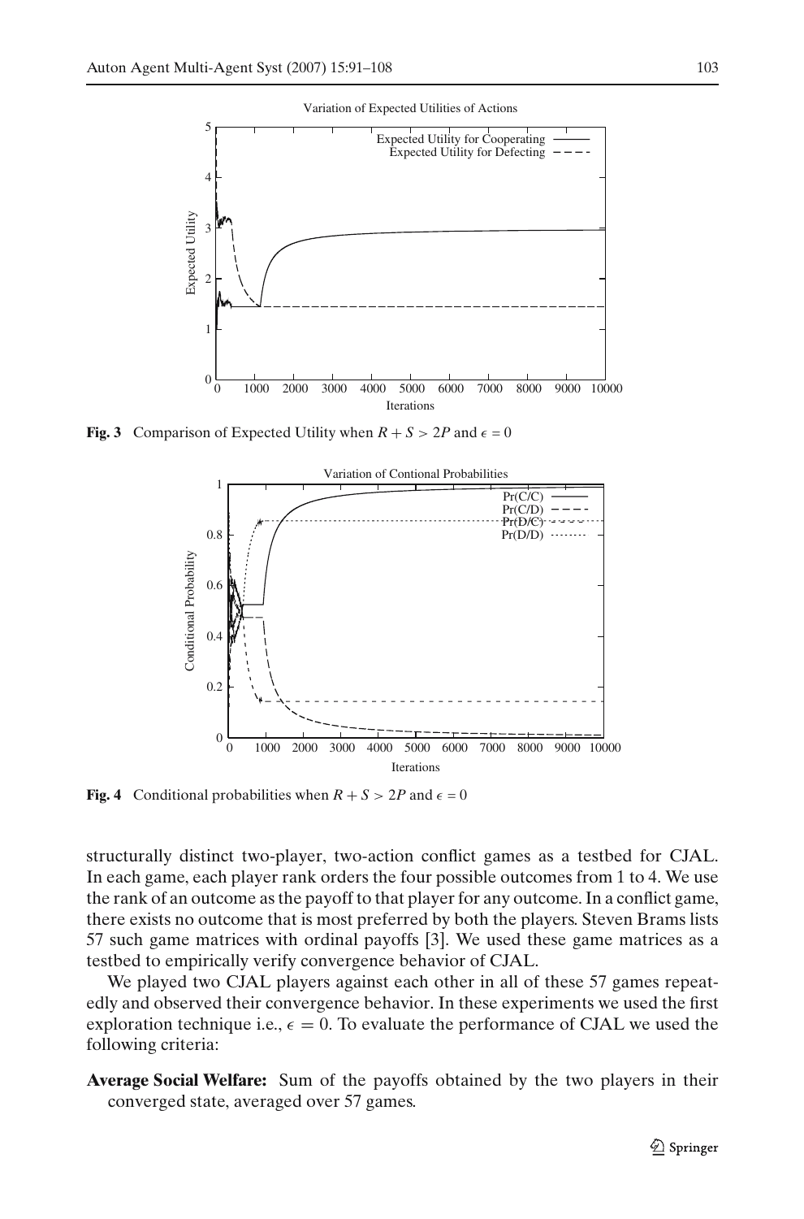**Fig. 3** Comparison of Expected Utility when $R + S > 2P$ and $\epsilon = 0$

**Fig. 4** Conditional probabilities when $R + S > 2P$ and $\epsilon = 0$

structurally distinct two-player, two-action conflict games as a testbed for CJAL. In each game, each player rank orders the four possible outcomes from 1 to 4. We use the rank of an outcome as the payoff to that player for any outcome. In a conflict game, there exists no outcome that is most preferred by both the players. Steven Brams lists 57 such game matrices with ordinal payoffs [3]. We used these game matrices as a testbed to empirically verify convergence behavior of CJAL.

We played two CJAL players against each other in all of these 57 games repeatedly and observed their convergence behavior. In these experiments we used the first exploration technique i.e., $\epsilon = 0$. To evaluate the performance of CJAL we used the following criteria:

**Average Social Welfare:** Sum of the payoffs obtained by the two players in their converged state, averaged over 57 games.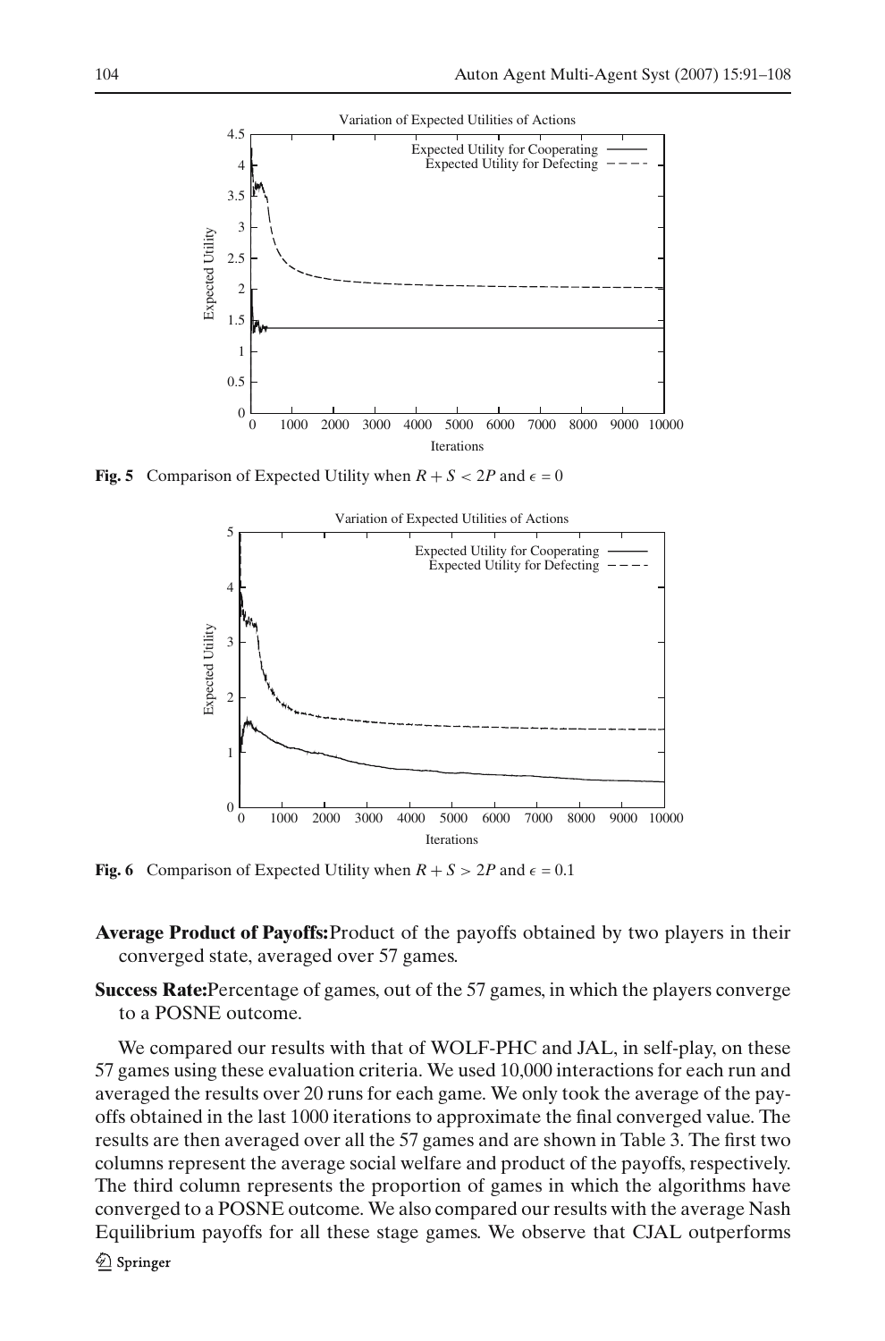**Fig. 5** Comparison of Expected Utility when $R + S < 2P$ and $\epsilon = 0$

**Fig. 6** Comparison of Expected Utility when $R + S > 2P$ and $\epsilon = 0.1$

**Average Product of Payoffs:** Product of the payoffs obtained by two players in their converged state, averaged over 57 games.

**Success Rate:** Percentage of games, out of the 57 games, in which the players converge to a POSNE outcome.

We compared our results with that of WOLF-PHC and JAL, in self-play, on these 57 games using these evaluation criteria. We used 10,000 interactions for each run and averaged the results over 20 runs for each game. We only took the average of the payoffs obtained in the last 1000 iterations to approximate the final converged value. The results are then averaged over all the 57 games and are shown in Table 3. The first two columns represent the average social welfare and product of the payoffs, respectively. The third column represents the proportion of games in which the algorithms have converged to a POSNE outcome. We also compared our results with the average Nash Equilibrium payoffs for all these stage games. We observe that CJAL outperforms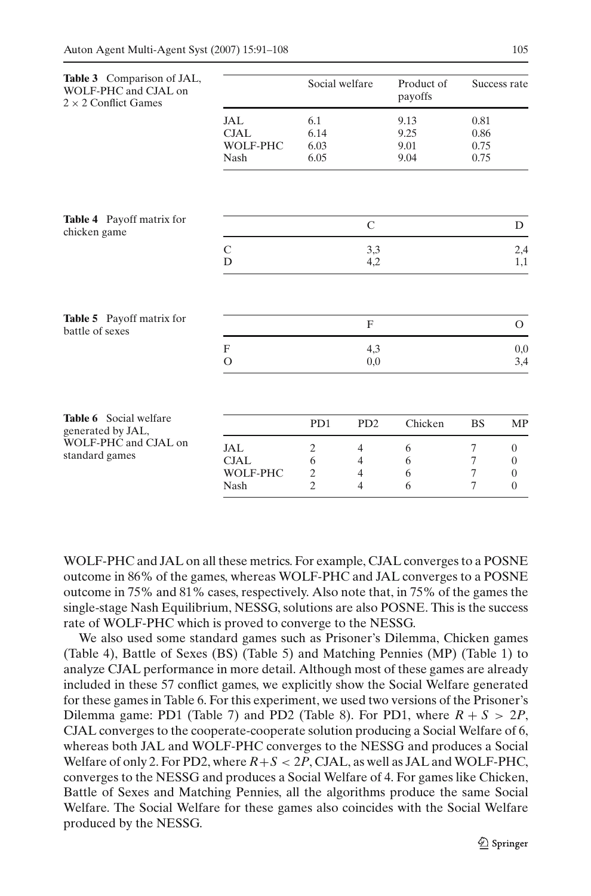**Table 3** Comparison of JAL, WOLF-PHC and CJAL on $2 \times 2$ Conflict Games

| | Social welfare | Product of payoffs | Success rate |
|---|---|---|---|
| JAL | 6.1 | 9.13 | 0.81 |
| CJAL | 6.14 | 9.25 | 0.86 |
| WOLF-PHC | 6.03 | 9.01 | 0.75 |
| Nash | 6.05 | 9.04 | 0.75 |

**Table 4** Payoff matrix for chicken game

| | C | D |
|---|---|---|
| C | 3,3 | 2,4 |
| D | 4,2 | 1,1 |

**Table 5** Payoff matrix for battle of sexes

| | F | O |
|---|---|---|
| F | 4,3 | 0,0 |
| O | 0,0 | 3,4 |

**Table 6** Social welfare generated by JAL, WOLF-PHC and CJAL on standard games

| | PD1 | PD2 | Chicken | BS | MP |
|---|---|---|---|---|---|
| JAL | 2 | 4 | 6 | 7 | 0 |
| CJAL | 6 | 4 | 6 | 7 | 0 |
| WOLF-PHC | 2 | 4 | 6 | 7 | 0 |
| Nash | 2 | 4 | 6 | 7 | 0 |

WOLF-PHC and JAL on all these metrics. For example, CJAL converges to a POSNE outcome in 86% of the games, whereas WOLF-PHC and JAL converges to a POSNE outcome in 75% and 81% cases, respectively. Also note that, in 75% of the games the single-stage Nash Equilibrium, NESSG, solutions are also POSNE. This is the success rate of WOLF-PHC which is proved to converge to the NESSG.

We also used some standard games such as Prisoner's Dilemma, Chicken games (Table 4), Battle of Sexes (BS) (Table 5) and Matching Pennies (MP) (Table 1) to analyze CJAL performance in more detail. Although most of these games are already included in these 57 conflict games, we explicitly show the Social Welfare generated for these games in Table 6. For this experiment, we used two versions of the Prisoner's Dilemma game: PD1 (Table 7) and PD2 (Table 8). For PD1, where $R + S > 2P$, CJAL converges to the cooperate-cooperate solution producing a Social Welfare of 6, whereas both JAL and WOLF-PHC converges to the NESSG and produces a Social Welfare of only 2. For PD2, where $R+S < 2P$, CJAL, as well as JAL and WOLF-PHC, converges to the NESSG and produces a Social Welfare of 4. For games like Chicken, Battle of Sexes and Matching Pennies, all the algorithms produce the same Social Welfare. The Social Welfare for these games also coincides with the Social Welfare produced by the NESSG.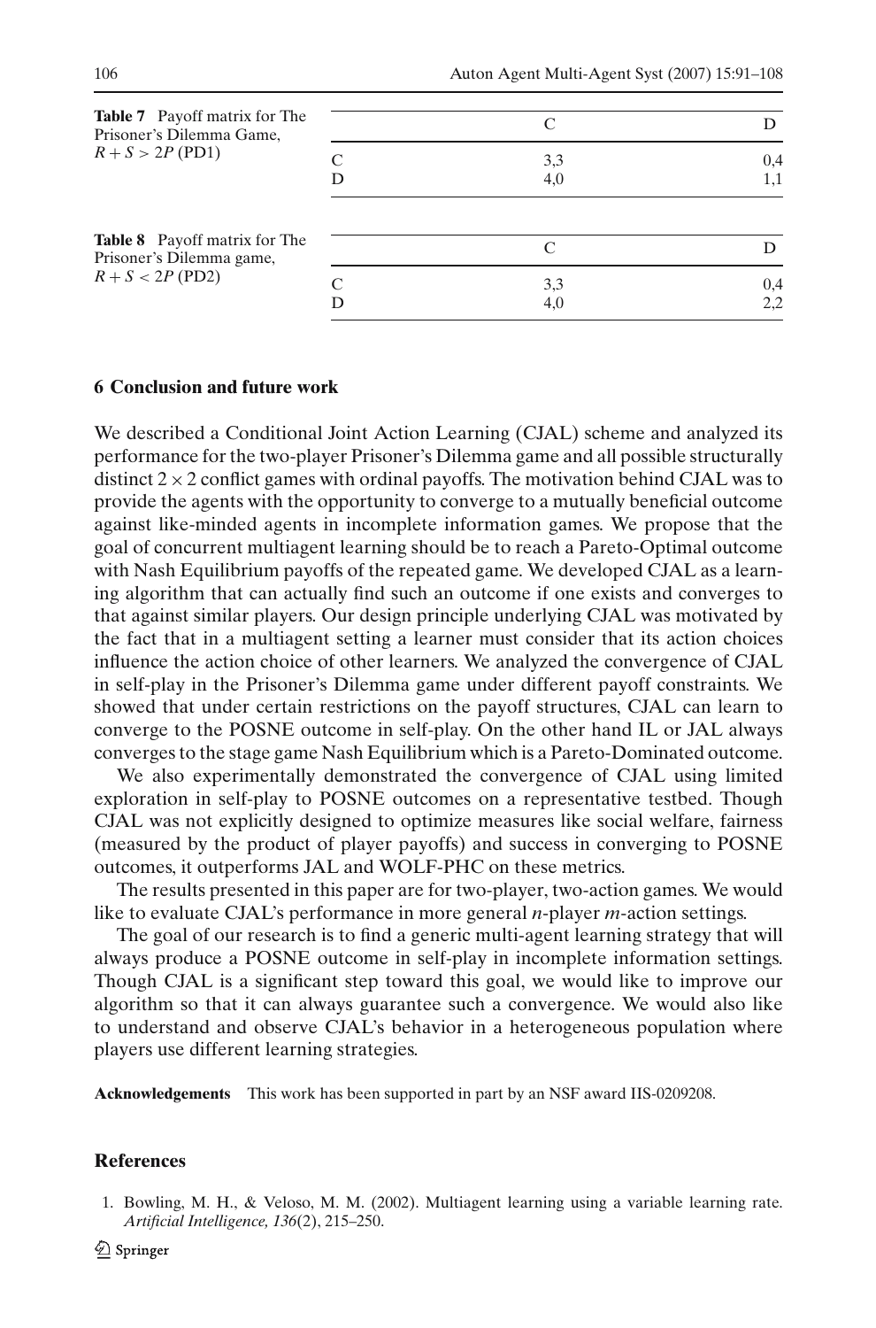**Table 7** Payoff matrix for The Prisoner's Dilemma Game, $R + S > 2P$ (PD1)

| | C | D |
|---|---|---|
| C | 3,3 | 0,4 |
| D | 4,0 | 1,1 |

**Table 8** Payoff matrix for The Prisoner's Dilemma game, $R + S < 2P$ (PD2)

| | C | D |
|---|---|---|
| C | 3,3 | 0,4 |
| D | 4,0 | 2,2 |

## 6 Conclusion and future work

We described a Conditional Joint Action Learning (CJAL) scheme and analyzed its performance for the two-player Prisoner's Dilemma game and all possible structurally distinct $2 \times 2$ conflict games with ordinal payoffs. The motivation behind CJAL was to provide the agents with the opportunity to converge to a mutually beneficial outcome against like-minded agents in incomplete information games. We propose that the goal of concurrent multiagent learning should be to reach a Pareto-Optimal outcome with Nash Equilibrium payoffs of the repeated game. We developed CJAL as a learning algorithm that can actually find such an outcome if one exists and converges to that against similar players. Our design principle underlying CJAL was motivated by the fact that in a multiagent setting a learner must consider that its action choices influence the action choice of other learners. We analyzed the convergence of CJAL in self-play in the Prisoner's Dilemma game under different payoff constraints. We showed that under certain restrictions on the payoff structures, CJAL can learn to converge to the POSNE outcome in self-play. On the other hand IL or JAL always converges to the stage game Nash Equilibrium which is a Pareto-Dominated outcome.

We also experimentally demonstrated the convergence of CJAL using limited exploration in self-play to POSNE outcomes on a representative testbed. Though CJAL was not explicitly designed to optimize measures like social welfare, fairness (measured by the product of player payoffs) and success in converging to POSNE outcomes, it outperforms JAL and WOLF-PHC on these metrics.

The results presented in this paper are for two-player, two-action games. We would like to evaluate CJAL's performance in more general $n$-player $m$-action settings.

The goal of our research is to find a generic multi-agent learning strategy that will always produce a POSNE outcome in self-play in incomplete information settings. Though CJAL is a significant step toward this goal, we would like to improve our algorithm so that it can always guarantee such a convergence. We would also like to understand and observe CJAL's behavior in a heterogeneous population where players use different learning strategies.

**Acknowledgements** This work has been supported in part by an NSF award IIS-0209208.

## References

1. Bowling, M. H., & Veloso, M. M. (2002). Multiagent learning using a variable learning rate. *Artificial Intelligence, 136*(2), 215–250.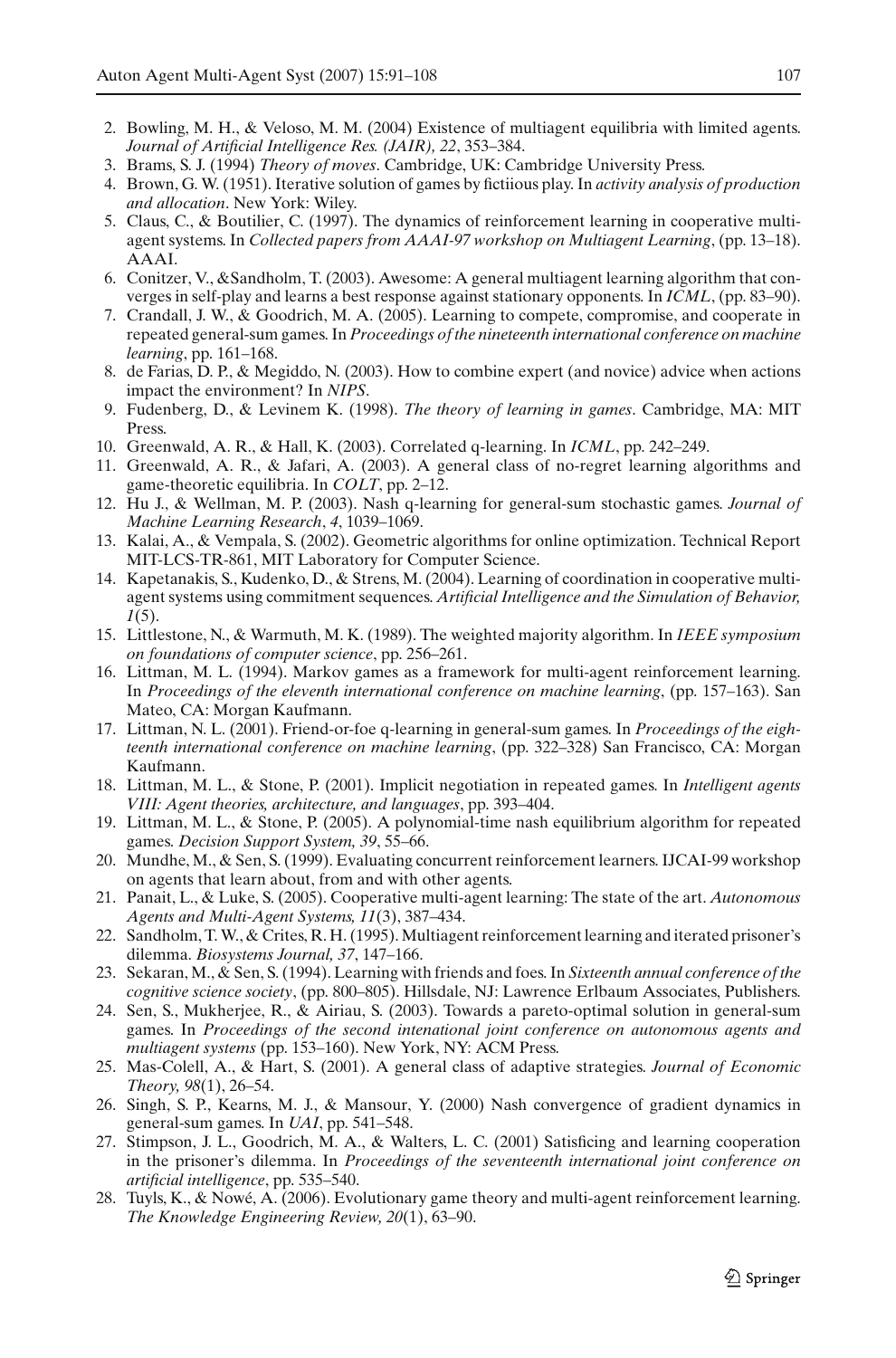2. Bowling, M. H., & Veloso, M. M. (2004) Existence of multiagent equilibria with limited agents. *Journal of Artificial Intelligence Res. (JAIR), 22*, 353–384.
3. Brams, S. J. (1994) *Theory of moves*. Cambridge, UK: Cambridge University Press.
4. Brown, G. W. (1951). Iterative solution of games by fictiious play. In *activity analysis of production and allocation*. New York: Wiley.
5. Claus, C., & Boutilier, C. (1997). The dynamics of reinforcement learning in cooperative multiagent systems. In *Collected papers from AAAI-97 workshop on Multiagent Learning*, (pp. 13–18). AAAI.
6. Conitzer, V., &Sandholm, T. (2003). Awesome: A general multiagent learning algorithm that converges in self-play and learns a best response against stationary opponents. In *ICML*, (pp. 83–90).
7. Crandall, J. W., & Goodrich, M. A. (2005). Learning to compete, compromise, and cooperate in repeated general-sum games. In *Proceedings of the nineteenth international conference on machine learning*, pp. 161–168.
8. de Farias, D. P., & Megiddo, N. (2003). How to combine expert (and novice) advice when actions impact the environment? In *NIPS*.
9. Fudenberg, D., & Levinem K. (1998). *The theory of learning in games*. Cambridge, MA: MIT Press.
10. Greenwald, A. R., & Hall, K. (2003). Correlated q-learning. In *ICML*, pp. 242–249.
11. Greenwald, A. R., & Jafari, A. (2003). A general class of no-regret learning algorithms and game-theoretic equilibria. In *COLT*, pp. 2–12.
12. Hu J., & Wellman, M. P. (2003). Nash q-learning for general-sum stochastic games. *Journal of Machine Learning Research*, *4*, 1039–1069.
13. Kalai, A., & Vempala, S. (2002). Geometric algorithms for online optimization. Technical Report MIT-LCS-TR-861, MIT Laboratory for Computer Science.
14. Kapetanakis, S., Kudenko, D., & Strens, M. (2004). Learning of coordination in cooperative multiagent systems using commitment sequences. *Artificial Intelligence and the Simulation of Behavior, 1*(5).
15. Littlestone, N., & Warmuth, M. K. (1989). The weighted majority algorithm. In *IEEE symposium on foundations of computer science*, pp. 256–261.
16. Littman, M. L. (1994). Markov games as a framework for multi-agent reinforcement learning. In *Proceedings of the eleventh international conference on machine learning*, (pp. 157–163). San Mateo, CA: Morgan Kaufmann.
17. Littman, N. L. (2001). Friend-or-foe q-learning in general-sum games. In *Proceedings of the eighteenth international conference on machine learning*, (pp. 322–328) San Francisco, CA: Morgan Kaufmann.
18. Littman, M. L., & Stone, P. (2001). Implicit negotiation in repeated games. In *Intelligent agents VIII: Agent theories, architecture, and languages*, pp. 393–404.
19. Littman, M. L., & Stone, P. (2005). A polynomial-time nash equilibrium algorithm for repeated games. *Decision Support System, 39*, 55–66.
20. Mundhe, M., & Sen, S. (1999). Evaluating concurrent reinforcement learners. IJCAI-99 workshop on agents that learn about, from and with other agents.
21. Panait, L., & Luke, S. (2005). Cooperative multi-agent learning: The state of the art. *Autonomous Agents and Multi-Agent Systems, 11*(3), 387–434.
22. Sandholm, T. W., & Crites, R. H. (1995). Multiagent reinforcement learning and iterated prisoner's dilemma. *Biosystems Journal, 37*, 147–166.
23. Sekaran, M., & Sen, S. (1994). Learning with friends and foes. In *Sixteenth annual conference of the cognitive science society*, (pp. 800–805). Hillsdale, NJ: Lawrence Erlbaum Associates, Publishers.
24. Sen, S., Mukherjee, R., & Airiau, S. (2003). Towards a pareto-optimal solution in general-sum games. In *Proceedings of the second intenational joint conference on autonomous agents and multiagent systems* (pp. 153–160). New York, NY: ACM Press.
25. Mas-Colell, A., & Hart, S. (2001). A general class of adaptive strategies. *Journal of Economic Theory, 98*(1), 26–54.
26. Singh, S. P., Kearns, M. J., & Mansour, Y. (2000) Nash convergence of gradient dynamics in general-sum games. In *UAI*, pp. 541–548.
27. Stimpson, J. L., Goodrich, M. A., & Walters, L. C. (2001) Satisficing and learning cooperation in the prisoner's dilemma. In *Proceedings of the seventeenth international joint conference on artificial intelligence*, pp. 535–540.
28. Tuyls, K., & Nowé, A. (2006). Evolutionary game theory and multi-agent reinforcement learning. *The Knowledge Engineering Review, 20*(1), 63–90.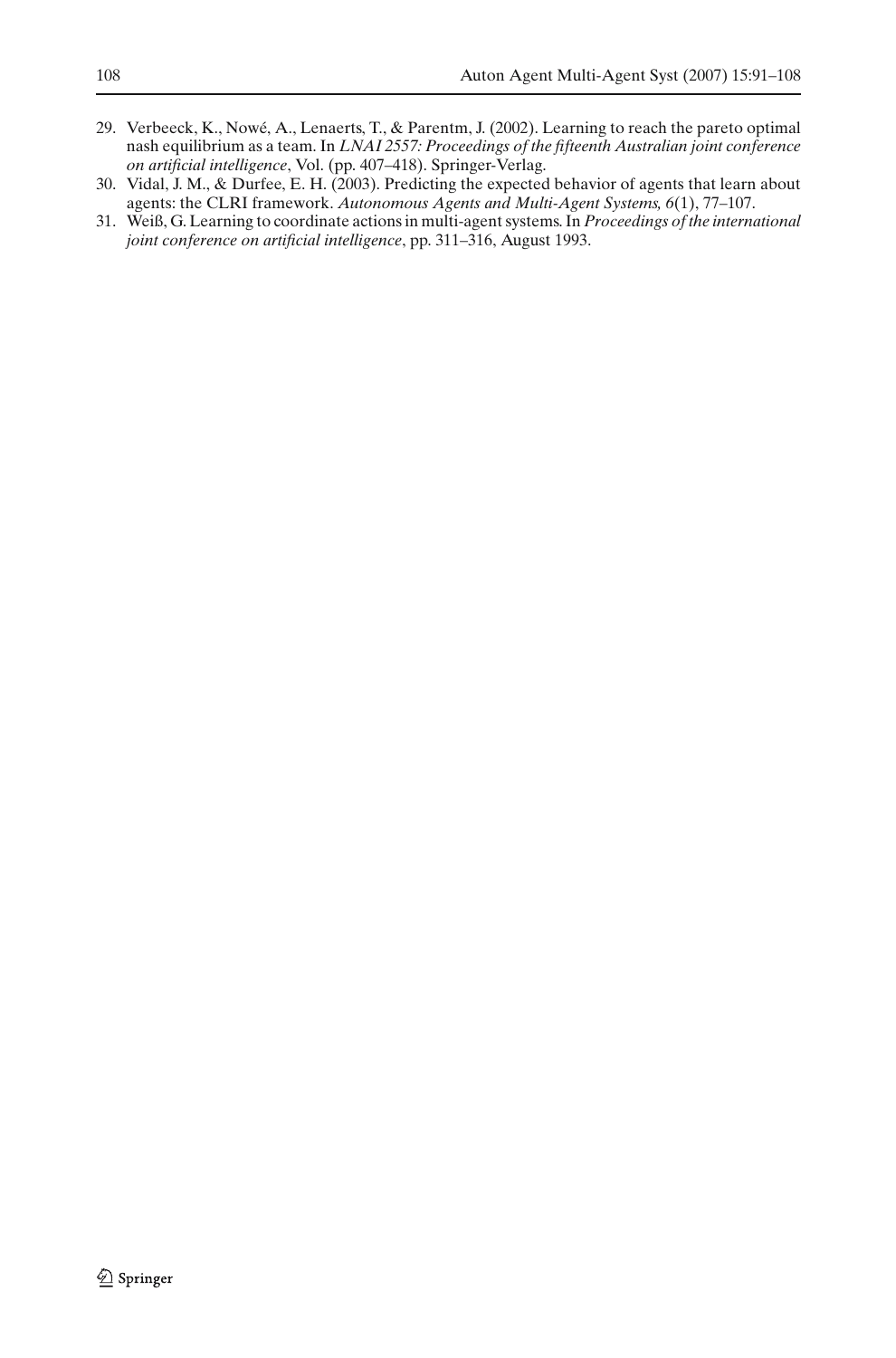29. Verbeeck, K., Nowé, A., Lenaerts, T., & Parentm, J. (2002). Learning to reach the pareto optimal nash equilibrium as a team. In *LNAI 2557: Proceedings of the fifteenth Australian joint conference on artificial intelligence*, Vol. (pp. 407–418). Springer-Verlag.
30. Vidal, J. M., & Durfee, E. H. (2003). Predicting the expected behavior of agents that learn about agents: the CLRI framework. *Autonomous Agents and Multi-Agent Systems, 6*(1), 77–107.
31. Weiß, G. Learning to coordinate actions in multi-agent systems. In *Proceedings of the international joint conference on artificial intelligence*, pp. 311–316, August 1993.